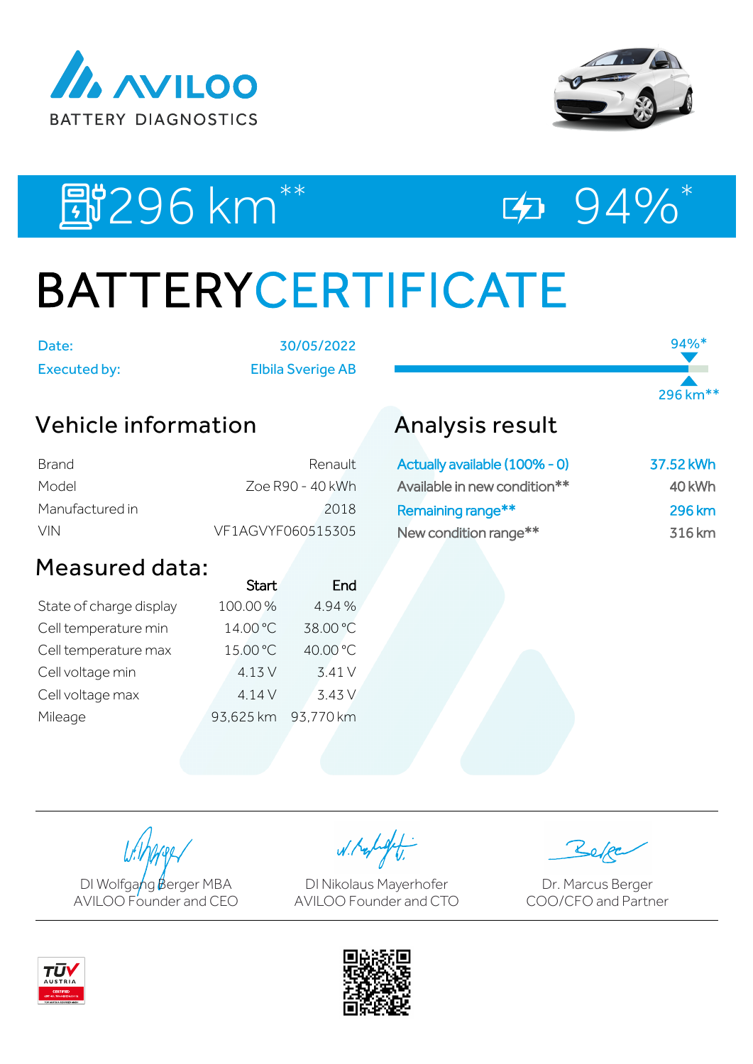AVILOO BATTERY DIAGNOSTICS

296 km**    94%*

# BATTERYCERTIFICATE

| | |
|---|---|
| Date: | 30/05/2022 |
| Executed by: | Elbila Sverige AB |

94%*

296 km**

## Vehicle information

| | |
|---|---|
| Brand | Renault |
| Model | Zoe R90 - 40 kWh |
| Manufactured in | 2018 |
| VIN | VF1AGVYF060515305 |

## Analysis result

| | |
|---|---|
| Actually available (100% - 0) | 37.52 kWh |
| Available in new condition** | 40 kWh |
| Remaining range** | 296 km |
| New condition range** | 316 km |

## Measured data:

| | Start | End |
|---|---|---|
| State of charge display | 100.00 % | 4.94 % |
| Cell temperature min | 14.00 °C | 38.00 °C |
| Cell temperature max | 15.00 °C | 40.00 °C |
| Cell voltage min | 4.13 V | 3.41 V |
| Cell voltage max | 4.14 V | 3.43 V |
| Mileage | 93,625 km | 93,770 km |

DI Wolfgang Berger MBA
AVILOO Founder and CEO

DI Nikolaus Mayerhofer
AVILOO Founder and CTO

Dr. Marcus Berger
COO/CFO and Partner

TÜV AUSTRIA CERTIFIED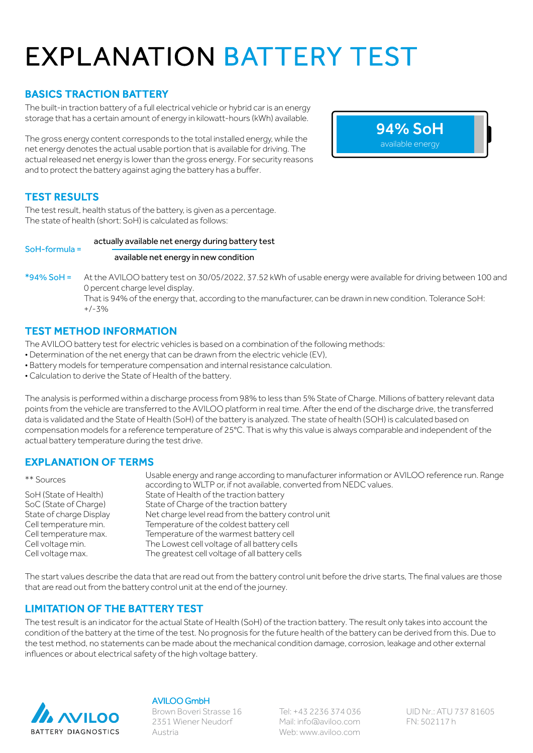# EXPLANATION BATTERY TEST

## BASICS TRACTION BATTERY

The built-in traction battery of a full electrical vehicle or hybrid car is an energy storage that has a certain amount of energy in kilowatt-hours (kWh) available.

The gross energy content corresponds to the total installed energy, while the net energy denotes the actual usable portion that is available for driving. The actual released net energy is lower than the gross energy. For security reasons and to protect the battery against aging the battery has a buffer.

94% SoH
available energy

## TEST RESULTS

The test result, health status of the battery, is given as a percentage.
The state of health (short: SoH) is calculated as follows:

$$\text{SoH-formula} = \frac{\text{actually available net energy during battery test}}{\text{available net energy in new condition}}$$

*94% SoH = At the AVILOO battery test on 30/05/2022, 37.52 kWh of usable energy were available for driving between 100 and 0 percent charge level display.
That is 94% of the energy that, according to the manufacturer, can be drawn in new condition. Tolerance SoH: +/-3%

## TEST METHOD INFORMATION

The AVILOO battery test for electric vehicles is based on a combination of the following methods:

- Determination of the net energy that can be drawn from the electric vehicle (EV),
- Battery models for temperature compensation and internal resistance calculation.
- Calculation to derive the State of Health of the battery.

The analysis is performed within a discharge process from 98% to less than 5% State of Charge. Millions of battery relevant data points from the vehicle are transferred to the AVILOO platform in real time. After the end of the discharge drive, the transferred data is validated and the State of Health (SoH) of the battery is analyzed. The state of health (SOH) is calculated based on compensation models for a reference temperature of 25°C. That is why this value is always comparable and independent of the actual battery temperature during the test drive.

## EXPLANATION OF TERMS

| | |
|---|---|
| ** Sources | Usable energy and range according to manufacturer information or AVILOO reference run. Range according to WLTP or, if not available, converted from NEDC values. |
| SoH (State of Health) | State of Health of the traction battery |
| SoC (State of Charge) | State of Charge of the traction battery |
| State of charge Display | Net charge level read from the battery control unit |
| Cell temperature min. | Temperature of the coldest battery cell |
| Cell temperature max. | Temperature of the warmest battery cell |
| Cell voltage min. | The Lowest cell voltage of all battery cells |
| Cell voltage max. | The greatest cell voltage of all battery cells |

The start values describe the data that are read out from the battery control unit before the drive starts, The final values are those that are read out from the battery control unit at the end of the journey.

## LIMITATION OF THE BATTERY TEST

The test result is an indicator for the actual State of Health (SoH) of the traction battery. The result only takes into account the condition of the battery at the time of the test. No prognosis for the future health of the battery can be derived from this. Due to the test method, no statements can be made about the mechanical condition damage, corrosion, leakage and other external influences or about electrical safety of the high voltage battery.

AVILOO BATTERY DIAGNOSTICS

**AVILOO GmbH**
Brown Boveri Strasse 16
2351 Wiener Neudorf
Austria

Tel: +43 2236 374 036
Mail: info@aviloo.com
Web: www.aviloo.com

UID Nr.: ATU 737 81605
FN: 502117 h